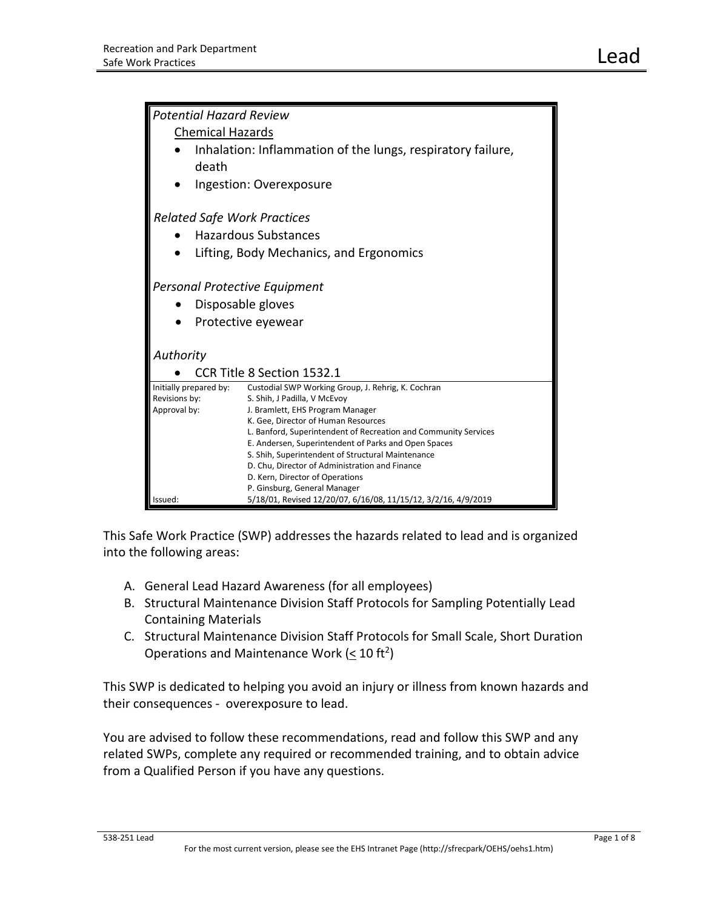# Lead

*Potential Hazard Review*

Chemical Hazards

- Inhalation: Inflammation of the lungs, respiratory failure, death
- Ingestion: Overexposure

*Related Safe Work Practices*

- Hazardous Substances
- Lifting, Body Mechanics, and Ergonomics

*Personal Protective Equipment*

- Disposable gloves
- Protective eyewear

*Authority*

- CCR Title 8 Section 1532.1

| | |
|---|---|
| Initially prepared by: | Custodial SWP Working Group, J. Rehrig, K. Cochran |
| Revisions by: | S. Shih, J Padilla, V McEvoy |
| Approval by: | J. Bramlett, EHS Program Manager<br>K. Gee, Director of Human Resources<br>L. Banford, Superintendent of Recreation and Community Services<br>E. Andersen, Superintendent of Parks and Open Spaces<br>S. Shih, Superintendent of Structural Maintenance<br>D. Chu, Director of Administration and Finance<br>D. Kern, Director of Operations<br>P. Ginsburg, General Manager |
| Issued: | 5/18/01, Revised 12/20/07, 6/16/08, 11/15/12, 3/2/16, 4/9/2019 |

This Safe Work Practice (SWP) addresses the hazards related to lead and is organized into the following areas:

A. General Lead Hazard Awareness (for all employees)
B. Structural Maintenance Division Staff Protocols for Sampling Potentially Lead Containing Materials
C. Structural Maintenance Division Staff Protocols for Small Scale, Short Duration Operations and Maintenance Work ($\leq 10\ ft^2$)

This SWP is dedicated to helping you avoid an injury or illness from known hazards and their consequences - overexposure to lead.

You are advised to follow these recommendations, read and follow this SWP and any related SWPs, complete any required or recommended training, and to obtain advice from a Qualified Person if you have any questions.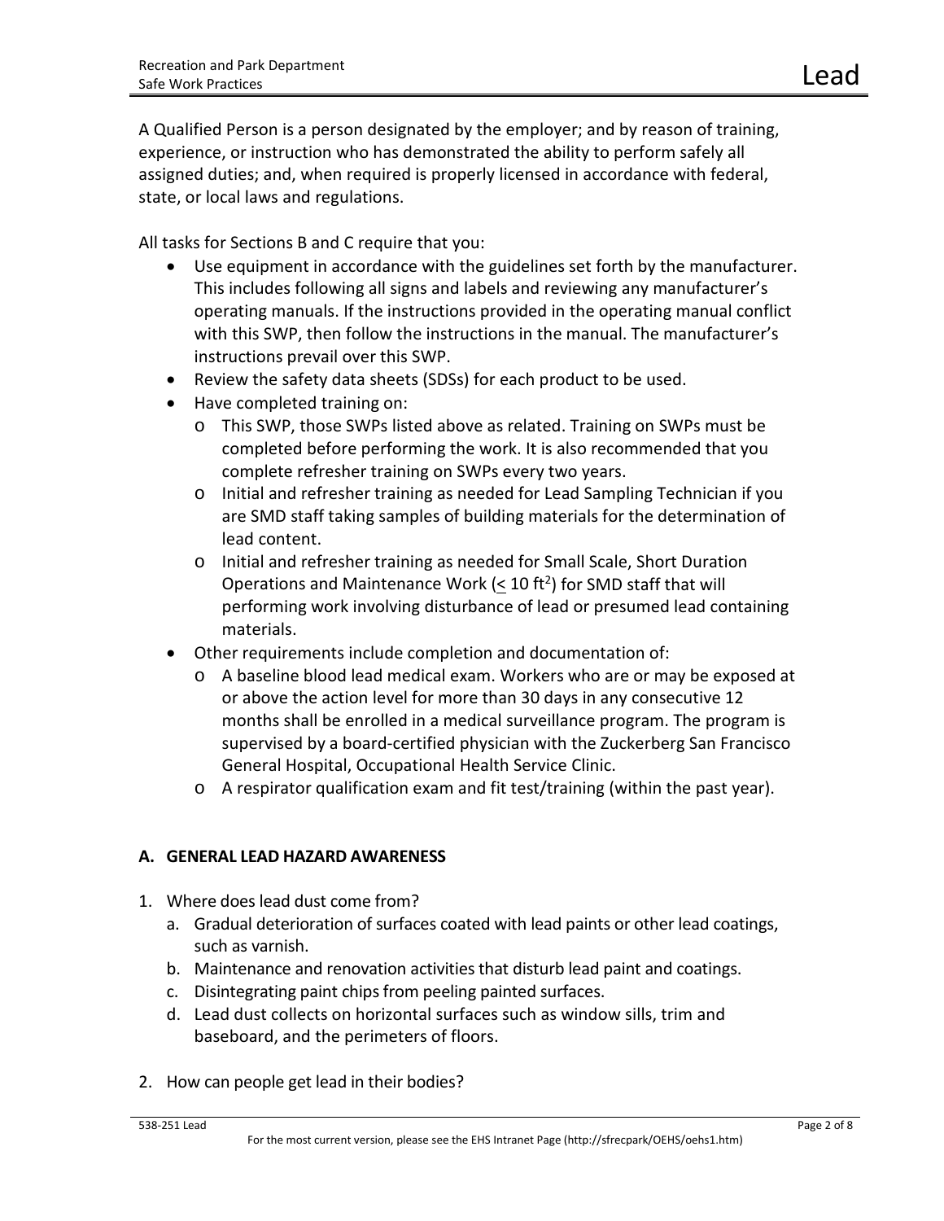A Qualified Person is a person designated by the employer; and by reason of training, experience, or instruction who has demonstrated the ability to perform safely all assigned duties; and, when required is properly licensed in accordance with federal, state, or local laws and regulations.

All tasks for Sections B and C require that you:

- Use equipment in accordance with the guidelines set forth by the manufacturer. This includes following all signs and labels and reviewing any manufacturer's operating manuals. If the instructions provided in the operating manual conflict with this SWP, then follow the instructions in the manual. The manufacturer's instructions prevail over this SWP.
- Review the safety data sheets (SDSs) for each product to be used.
- Have completed training on:
  - This SWP, those SWPs listed above as related. Training on SWPs must be completed before performing the work. It is also recommended that you complete refresher training on SWPs every two years.
  - Initial and refresher training as needed for Lead Sampling Technician if you are SMD staff taking samples of building materials for the determination of lead content.
  - Initial and refresher training as needed for Small Scale, Short Duration Operations and Maintenance Work ($\leq$ 10 $ft^2$) for SMD staff that will performing work involving disturbance of lead or presumed lead containing materials.
- Other requirements include completion and documentation of:
  - A baseline blood lead medical exam. Workers who are or may be exposed at or above the action level for more than 30 days in any consecutive 12 months shall be enrolled in a medical surveillance program. The program is supervised by a board-certified physician with the Zuckerberg San Francisco General Hospital, Occupational Health Service Clinic.
  - A respirator qualification exam and fit test/training (within the past year).

## A. GENERAL LEAD HAZARD AWARENESS

1. Where does lead dust come from?
   a. Gradual deterioration of surfaces coated with lead paints or other lead coatings, such as varnish.
   b. Maintenance and renovation activities that disturb lead paint and coatings.
   c. Disintegrating paint chips from peeling painted surfaces.
   d. Lead dust collects on horizontal surfaces such as window sills, trim and baseboard, and the perimeters of floors.

2. How can people get lead in their bodies?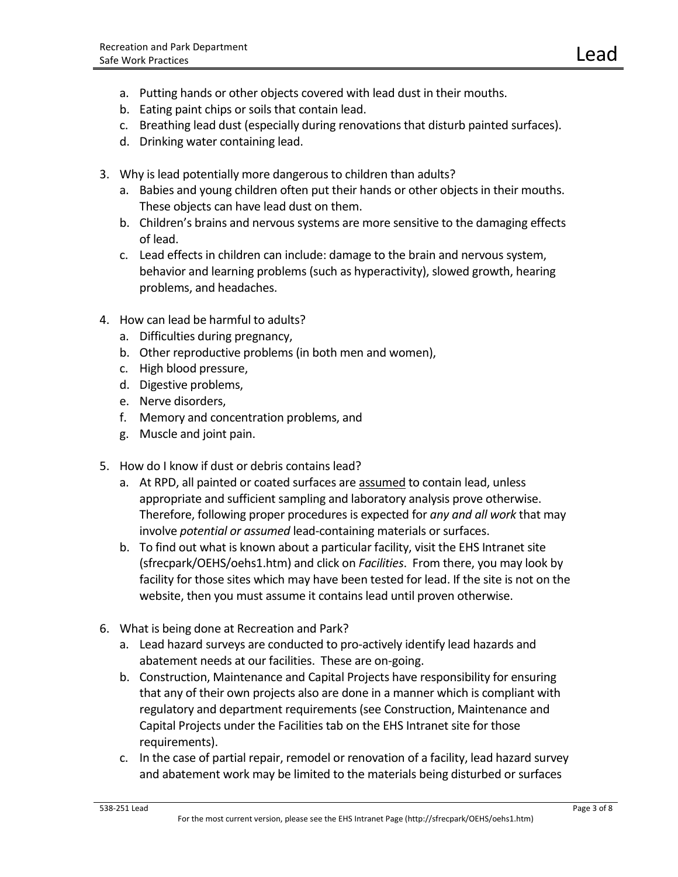a. Putting hands or other objects covered with lead dust in their mouths.
   b. Eating paint chips or soils that contain lead.
   c. Breathing lead dust (especially during renovations that disturb painted surfaces).
   d. Drinking water containing lead.

3. Why is lead potentially more dangerous to children than adults?
   a. Babies and young children often put their hands or other objects in their mouths. These objects can have lead dust on them.
   b. Children's brains and nervous systems are more sensitive to the damaging effects of lead.
   c. Lead effects in children can include: damage to the brain and nervous system, behavior and learning problems (such as hyperactivity), slowed growth, hearing problems, and headaches.

4. How can lead be harmful to adults?
   a. Difficulties during pregnancy,
   b. Other reproductive problems (in both men and women),
   c. High blood pressure,
   d. Digestive problems,
   e. Nerve disorders,
   f. Memory and concentration problems, and
   g. Muscle and joint pain.

5. How do I know if dust or debris contains lead?
   a. At RPD, all painted or coated surfaces are <u>assumed</u> to contain lead, unless appropriate and sufficient sampling and laboratory analysis prove otherwise. Therefore, following proper procedures is expected for *any and all work* that may involve *potential or assumed* lead-containing materials or surfaces.
   b. To find out what is known about a particular facility, visit the EHS Intranet site (sfrecpark/OEHS/oehs1.htm) and click on *Facilities*. From there, you may look by facility for those sites which may have been tested for lead. If the site is not on the website, then you must assume it contains lead until proven otherwise.

6. What is being done at Recreation and Park?
   a. Lead hazard surveys are conducted to pro-actively identify lead hazards and abatement needs at our facilities. These are on-going.
   b. Construction, Maintenance and Capital Projects have responsibility for ensuring that any of their own projects also are done in a manner which is compliant with regulatory and department requirements (see Construction, Maintenance and Capital Projects under the Facilities tab on the EHS Intranet site for those requirements).
   c. In the case of partial repair, remodel or renovation of a facility, lead hazard survey and abatement work may be limited to the materials being disturbed or surfaces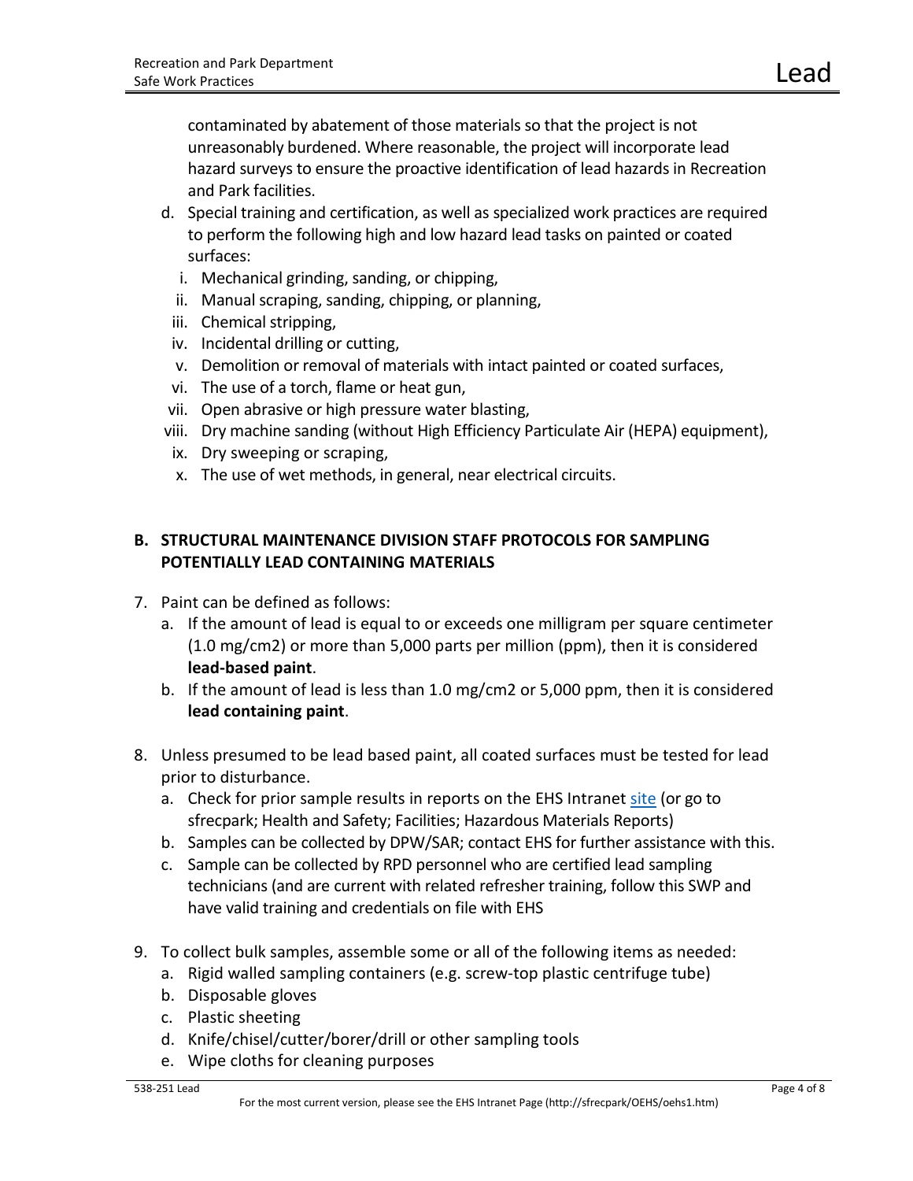contaminated by abatement of those materials so that the project is not unreasonably burdened. Where reasonable, the project will incorporate lead hazard surveys to ensure the proactive identification of lead hazards in Recreation and Park facilities.

d. Special training and certification, as well as specialized work practices are required to perform the following high and low hazard lead tasks on painted or coated surfaces:
   i. Mechanical grinding, sanding, or chipping,
   ii. Manual scraping, sanding, chipping, or planning,
   iii. Chemical stripping,
   iv. Incidental drilling or cutting,
   v. Demolition or removal of materials with intact painted or coated surfaces,
   vi. The use of a torch, flame or heat gun,
   vii. Open abrasive or high pressure water blasting,
   viii. Dry machine sanding (without High Efficiency Particulate Air (HEPA) equipment),
   ix. Dry sweeping or scraping,
   x. The use of wet methods, in general, near electrical circuits.

## B. STRUCTURAL MAINTENANCE DIVISION STAFF PROTOCOLS FOR SAMPLING POTENTIALLY LEAD CONTAINING MATERIALS

7. Paint can be defined as follows:
   a. If the amount of lead is equal to or exceeds one milligram per square centimeter (1.0 mg/cm2) or more than 5,000 parts per million (ppm), then it is considered **lead-based paint**.
   b. If the amount of lead is less than 1.0 mg/cm2 or 5,000 ppm, then it is considered **lead containing paint**.

8. Unless presumed to be lead based paint, all coated surfaces must be tested for lead prior to disturbance.
   a. Check for prior sample results in reports on the EHS Intranet site (or go to sfrecpark; Health and Safety; Facilities; Hazardous Materials Reports)
   b. Samples can be collected by DPW/SAR; contact EHS for further assistance with this.
   c. Sample can be collected by RPD personnel who are certified lead sampling technicians (and are current with related refresher training, follow this SWP and have valid training and credentials on file with EHS

9. To collect bulk samples, assemble some or all of the following items as needed:
   a. Rigid walled sampling containers (e.g. screw-top plastic centrifuge tube)
   b. Disposable gloves
   c. Plastic sheeting
   d. Knife/chisel/cutter/borer/drill or other sampling tools
   e. Wipe cloths for cleaning purposes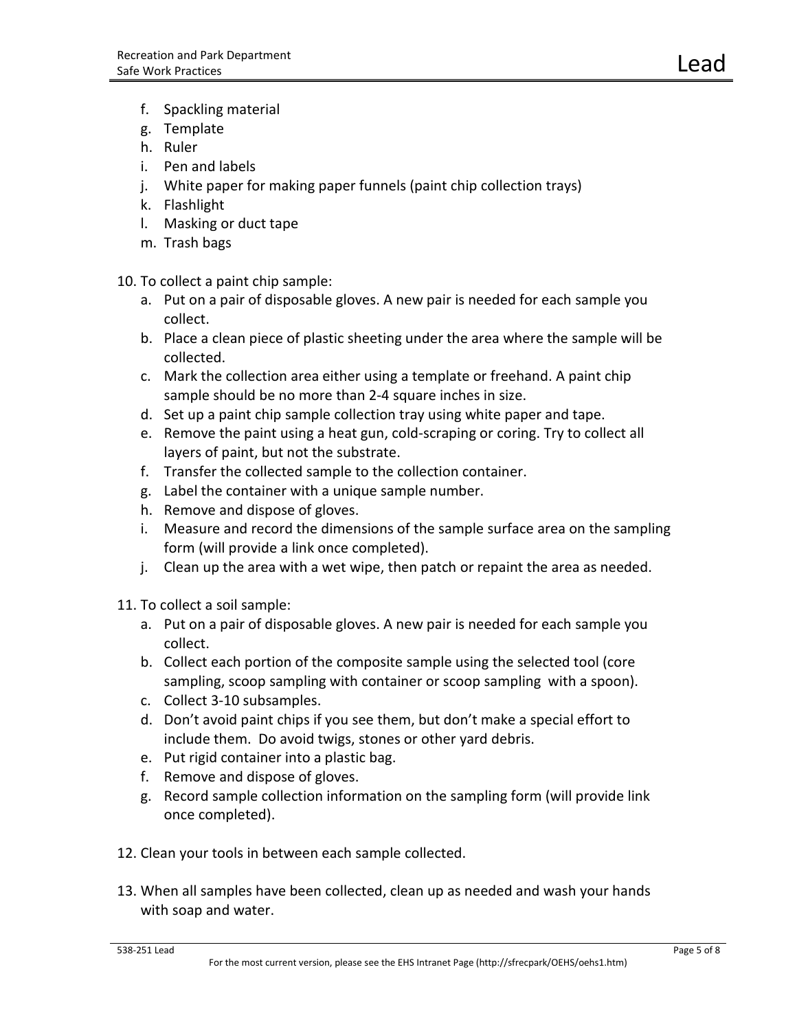f. Spackling material
g. Template
h. Ruler
i. Pen and labels
j. White paper for making paper funnels (paint chip collection trays)
k. Flashlight
l. Masking or duct tape
m. Trash bags

10. To collect a paint chip sample:
    a. Put on a pair of disposable gloves. A new pair is needed for each sample you collect.
    b. Place a clean piece of plastic sheeting under the area where the sample will be collected.
    c. Mark the collection area either using a template or freehand. A paint chip sample should be no more than 2-4 square inches in size.
    d. Set up a paint chip sample collection tray using white paper and tape.
    e. Remove the paint using a heat gun, cold-scraping or coring. Try to collect all layers of paint, but not the substrate.
    f. Transfer the collected sample to the collection container.
    g. Label the container with a unique sample number.
    h. Remove and dispose of gloves.
    i. Measure and record the dimensions of the sample surface area on the sampling form (will provide a link once completed).
    j. Clean up the area with a wet wipe, then patch or repaint the area as needed.

11. To collect a soil sample:
    a. Put on a pair of disposable gloves. A new pair is needed for each sample you collect.
    b. Collect each portion of the composite sample using the selected tool (core sampling, scoop sampling with container or scoop sampling with a spoon).
    c. Collect 3-10 subsamples.
    d. Don't avoid paint chips if you see them, but don't make a special effort to include them. Do avoid twigs, stones or other yard debris.
    e. Put rigid container into a plastic bag.
    f. Remove and dispose of gloves.
    g. Record sample collection information on the sampling form (will provide link once completed).

12. Clean your tools in between each sample collected.

13. When all samples have been collected, clean up as needed and wash your hands with soap and water.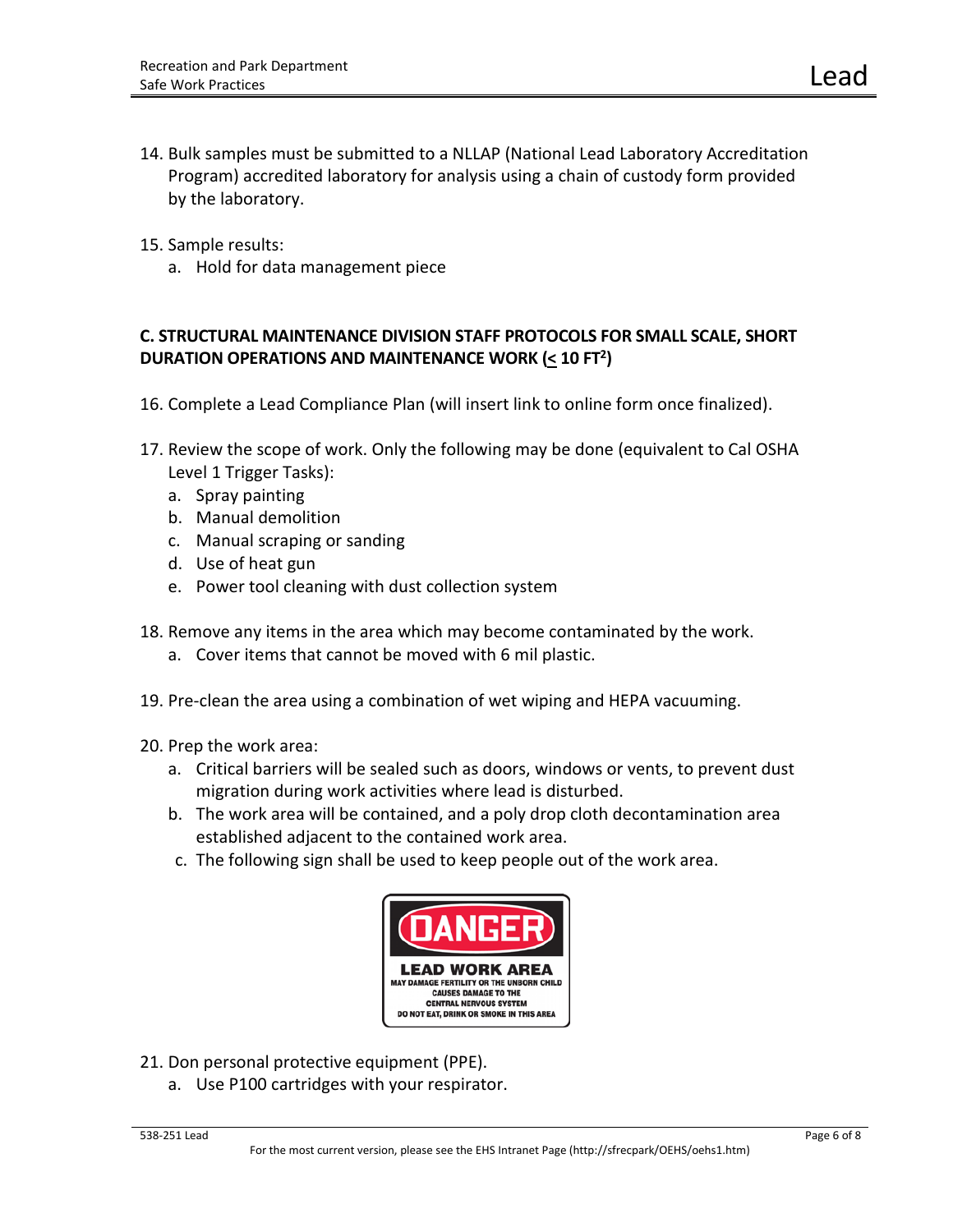14. Bulk samples must be submitted to a NLLAP (National Lead Laboratory Accreditation Program) accredited laboratory for analysis using a chain of custody form provided by the laboratory.

15. Sample results:
    a. Hold for data management piece

**C. STRUCTURAL MAINTENANCE DIVISION STAFF PROTOCOLS FOR SMALL SCALE, SHORT DURATION OPERATIONS AND MAINTENANCE WORK (≤ 10 FT²)**

16. Complete a Lead Compliance Plan (will insert link to online form once finalized).

17. Review the scope of work. Only the following may be done (equivalent to Cal OSHA Level 1 Trigger Tasks):
    a. Spray painting
    b. Manual demolition
    c. Manual scraping or sanding
    d. Use of heat gun
    e. Power tool cleaning with dust collection system

18. Remove any items in the area which may become contaminated by the work.
    a. Cover items that cannot be moved with 6 mil plastic.

19. Pre-clean the area using a combination of wet wiping and HEPA vacuuming.

20. Prep the work area:
    a. Critical barriers will be sealed such as doors, windows or vents, to prevent dust migration during work activities where lead is disturbed.
    b. The work area will be contained, and a poly drop cloth decontamination area established adjacent to the contained work area.
    c. The following sign shall be used to keep people out of the work area.

DANGER

LEAD WORK AREA
MAY DAMAGE FERTILITY OR THE UNBORN CHILD
CAUSES DAMAGE TO THE
CENTRAL NERVOUS SYSTEM
DO NOT EAT, DRINK OR SMOKE IN THIS AREA

21. Don personal protective equipment (PPE).
    a. Use P100 cartridges with your respirator.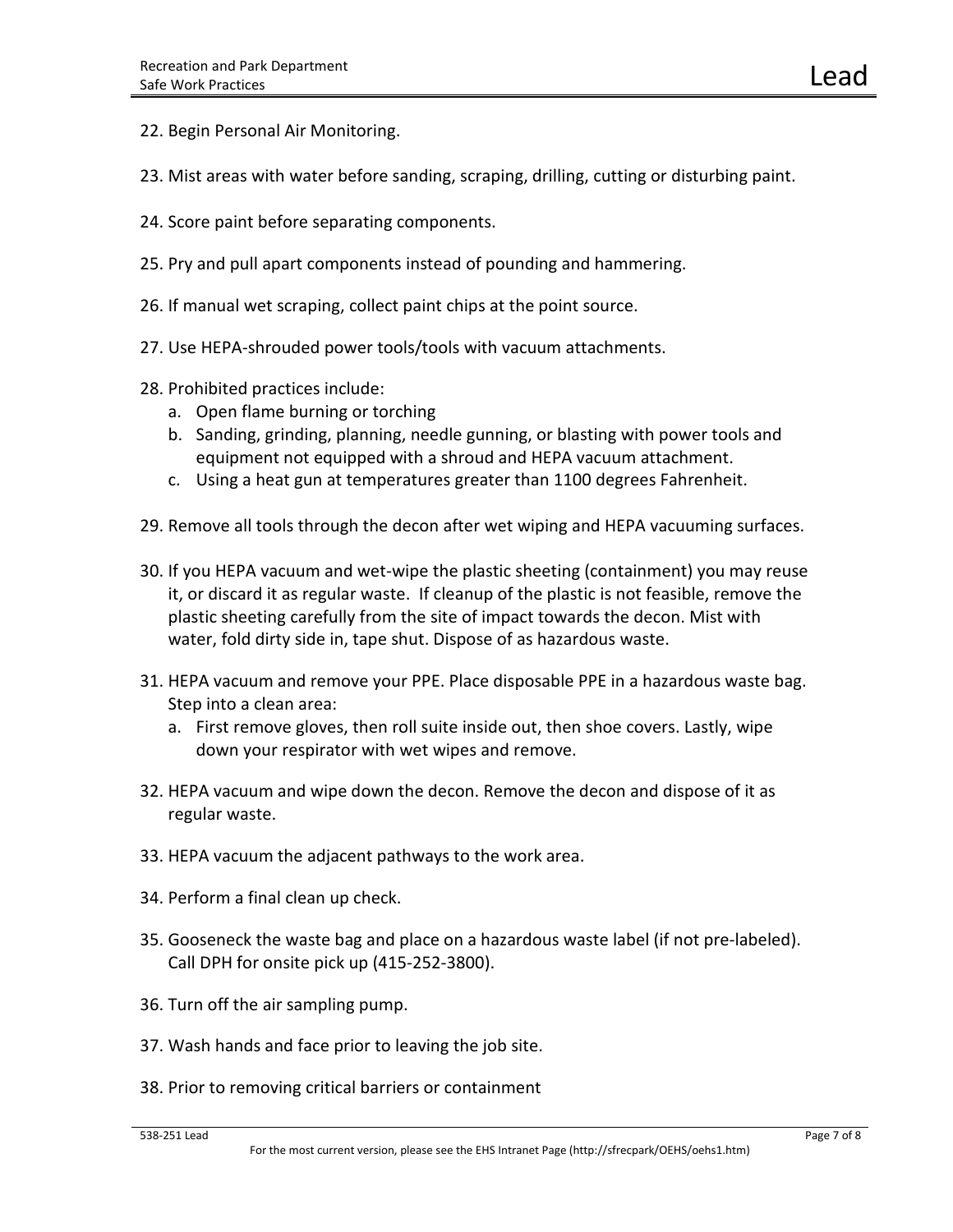22. Begin Personal Air Monitoring.

23. Mist areas with water before sanding, scraping, drilling, cutting or disturbing paint.

24. Score paint before separating components.

25. Pry and pull apart components instead of pounding and hammering.

26. If manual wet scraping, collect paint chips at the point source.

27. Use HEPA-shrouded power tools/tools with vacuum attachments.

28. Prohibited practices include:
    a. Open flame burning or torching
    b. Sanding, grinding, planning, needle gunning, or blasting with power tools and equipment not equipped with a shroud and HEPA vacuum attachment.
    c. Using a heat gun at temperatures greater than 1100 degrees Fahrenheit.

29. Remove all tools through the decon after wet wiping and HEPA vacuuming surfaces.

30. If you HEPA vacuum and wet-wipe the plastic sheeting (containment) you may reuse it, or discard it as regular waste. If cleanup of the plastic is not feasible, remove the plastic sheeting carefully from the site of impact towards the decon. Mist with water, fold dirty side in, tape shut. Dispose of as hazardous waste.

31. HEPA vacuum and remove your PPE. Place disposable PPE in a hazardous waste bag. Step into a clean area:
    a. First remove gloves, then roll suite inside out, then shoe covers. Lastly, wipe down your respirator with wet wipes and remove.

32. HEPA vacuum and wipe down the decon. Remove the decon and dispose of it as regular waste.

33. HEPA vacuum the adjacent pathways to the work area.

34. Perform a final clean up check.

35. Gooseneck the waste bag and place on a hazardous waste label (if not pre-labeled). Call DPH for onsite pick up (415-252-3800).

36. Turn off the air sampling pump.

37. Wash hands and face prior to leaving the job site.

38. Prior to removing critical barriers or containment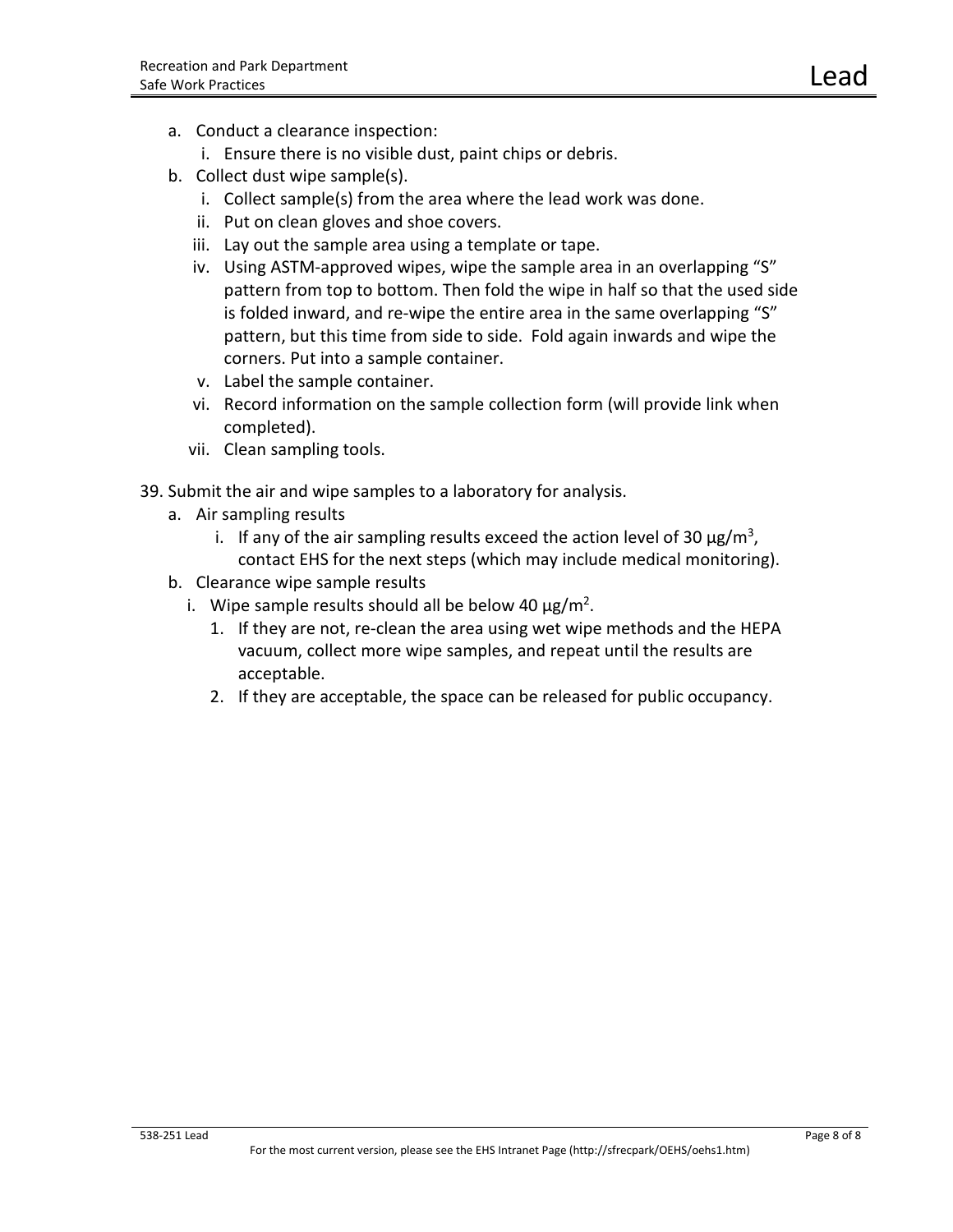a. Conduct a clearance inspection:
    i. Ensure there is no visible dust, paint chips or debris.
b. Collect dust wipe sample(s).
    i. Collect sample(s) from the area where the lead work was done.
    ii. Put on clean gloves and shoe covers.
    iii. Lay out the sample area using a template or tape.
    iv. Using ASTM-approved wipes, wipe the sample area in an overlapping "S" pattern from top to bottom. Then fold the wipe in half so that the used side is folded inward, and re-wipe the entire area in the same overlapping "S" pattern, but this time from side to side. Fold again inwards and wipe the corners. Put into a sample container.
    v. Label the sample container.
    vi. Record information on the sample collection form (will provide link when completed).
    vii. Clean sampling tools.

39. Submit the air and wipe samples to a laboratory for analysis.
    a. Air sampling results
        i. If any of the air sampling results exceed the action level of 30 $\mu g/m^3$, contact EHS for the next steps (which may include medical monitoring).
    b. Clearance wipe sample results
        i. Wipe sample results should all be below 40 $\mu g/m^2$.
            1. If they are not, re-clean the area using wet wipe methods and the HEPA vacuum, collect more wipe samples, and repeat until the results are acceptable.
            2. If they are acceptable, the space can be released for public occupancy.